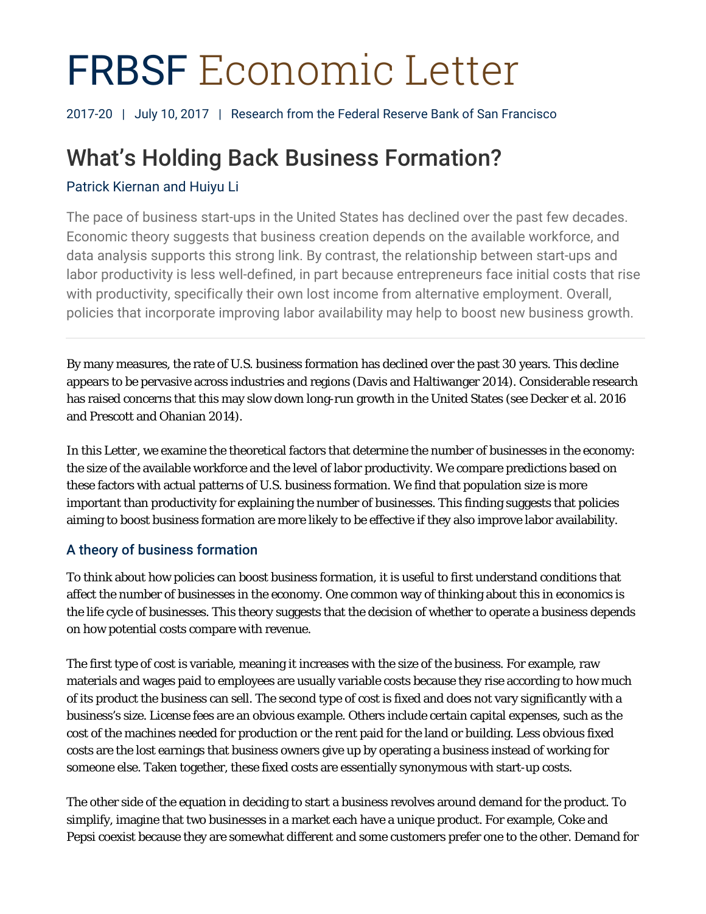# FRBSF Economic Letter

2017-20 | July 10, 2017 | Research from the Federal Reserve Bank of San Francisco

## What's Holding Back Business Formation?

Patrick Kiernan and Huiyu Li

The pace of business start-ups in the United States has declined over the past few decades. Economic theory suggests that business creation depends on the available workforce, and data analysis supports this strong link. By contrast, the relationship between start-ups and labor productivity is less well-defined, in part because entrepreneurs face initial costs that rise with productivity, specifically their own lost income from alternative employment. Overall, policies that incorporate improving labor availability may help to boost new business growth.

---

By many measures, the rate of U.S. business formation has declined over the past 30 years. This decline appears to be pervasive across industries and regions (Davis and Haltiwanger 2014). Considerable research has raised concerns that this may slow down long-run growth in the United States (see Decker et al. 2016 and Prescott and Ohanian 2014).

In this Letter, we examine the theoretical factors that determine the number of businesses in the economy: the size of the available workforce and the level of labor productivity. We compare predictions based on these factors with actual patterns of U.S. business formation. We find that population size is more important than productivity for explaining the number of businesses. This finding suggests that policies aiming to boost business formation are more likely to be effective if they also improve labor availability.

### A theory of business formation

To think about how policies can boost business formation, it is useful to first understand conditions that affect the number of businesses in the economy. One common way of thinking about this in economics is the life cycle of businesses. This theory suggests that the decision of whether to operate a business depends on how potential costs compare with revenue.

The first type of cost is variable, meaning it increases with the size of the business. For example, raw materials and wages paid to employees are usually variable costs because they rise according to how much of its product the business can sell. The second type of cost is fixed and does not vary significantly with a business's size. License fees are an obvious example. Others include certain capital expenses, such as the cost of the machines needed for production or the rent paid for the land or building. Less obvious fixed costs are the lost earnings that business owners give up by operating a business instead of working for someone else. Taken together, these fixed costs are essentially synonymous with start-up costs.

The other side of the equation in deciding to start a business revolves around demand for the product. To simplify, imagine that two businesses in a market each have a unique product. For example, Coke and Pepsi coexist because they are somewhat different and some customers prefer one to the other. Demand for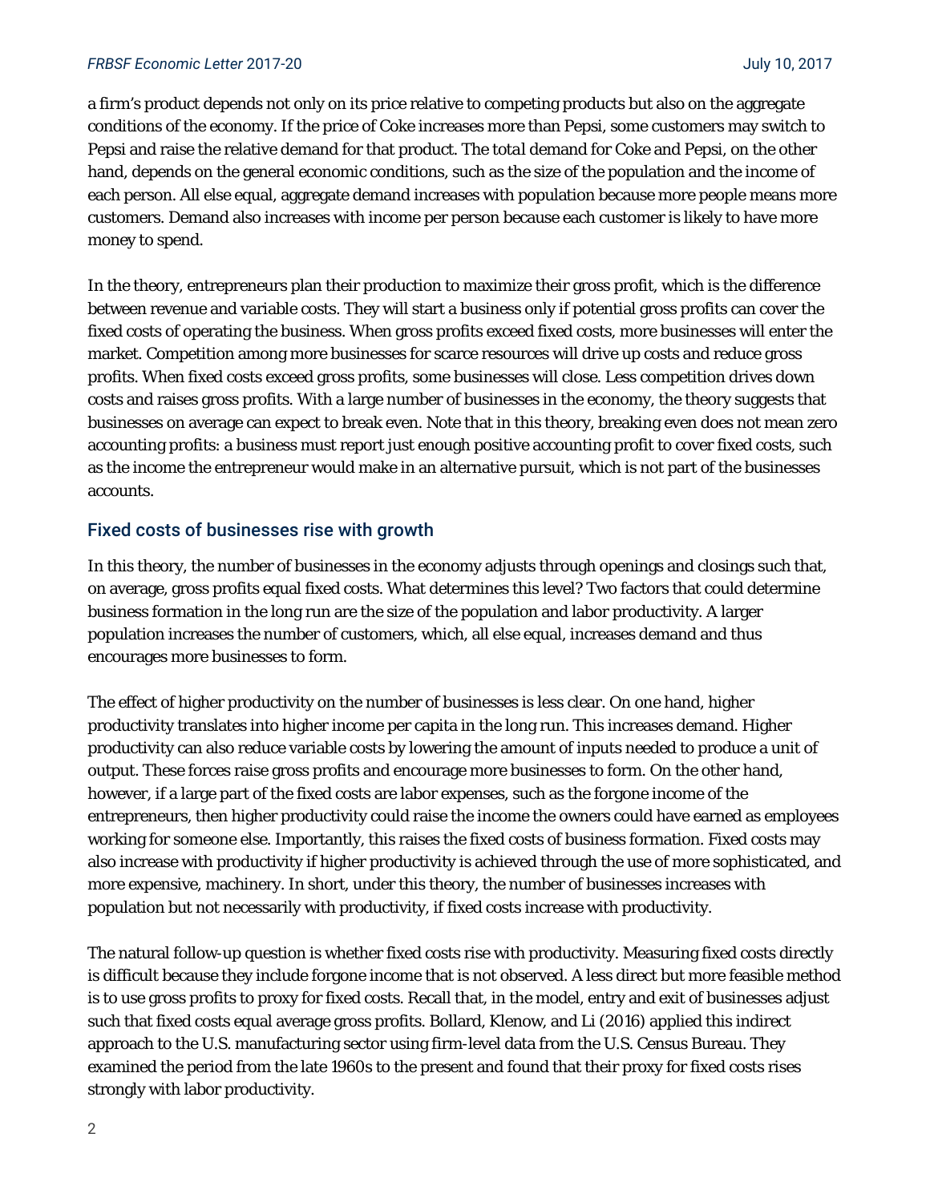a firm's product depends not only on its price relative to competing products but also on the aggregate conditions of the economy. If the price of Coke increases more than Pepsi, some customers may switch to Pepsi and raise the relative demand for that product. The *total* demand for Coke and Pepsi, on the other hand, depends on the general economic conditions, such as the size of the population and the income of each person. All else equal, aggregate demand increases with population because more people means more customers. Demand also increases with income per person because each customer is likely to have more money to spend.

In the theory, entrepreneurs plan their production to maximize their gross profit, which is the difference between revenue and variable costs. They will start a business only if potential gross profits can cover the fixed costs of operating the business. When gross profits exceed fixed costs, more businesses will enter the market. Competition among more businesses for scarce resources will drive up costs and reduce gross profits. When fixed costs exceed gross profits, some businesses will close. Less competition drives down costs and raises gross profits. With a large number of businesses in the economy, the theory suggests that businesses on average can expect to break even. Note that in this theory, breaking even does not mean zero accounting profits: a business must report just enough positive accounting profit to cover fixed costs, such as the income the entrepreneur would make in an alternative pursuit, which is not part of the businesses accounts.

## Fixed costs of businesses rise with growth

In this theory, the number of businesses in the economy adjusts through openings and closings such that, on average, gross profits equal fixed costs. What determines this level? Two factors that could determine business formation in the long run are the size of the population and labor productivity. A larger population increases the number of customers, which, all else equal, increases demand and thus encourages more businesses to form.

The effect of higher productivity on the number of businesses is less clear. On one hand, higher productivity translates into higher income per capita in the long run. This increases demand. Higher productivity can also reduce variable costs by lowering the amount of inputs needed to produce a unit of output. These forces raise gross profits and encourage more businesses to form. On the other hand, however, if a large part of the fixed costs are labor expenses, such as the forgone income of the entrepreneurs, then higher productivity could raise the income the owners could have earned as employees working for someone else. Importantly, this raises the fixed costs of business formation. Fixed costs may also increase with productivity if higher productivity is achieved through the use of more sophisticated, and more expensive, machinery. In short, under this theory, the number of businesses increases with population but not necessarily with productivity, if fixed costs increase with productivity.

The natural follow-up question is whether fixed costs rise with productivity. Measuring fixed costs directly is difficult because they include forgone income that is not observed. A less direct but more feasible method is to use gross profits to proxy for fixed costs. Recall that, in the model, entry and exit of businesses adjust such that fixed costs equal average gross profits. Bollard, Klenow, and Li (2016) applied this indirect approach to the U.S. manufacturing sector using firm-level data from the U.S. Census Bureau. They examined the period from the late 1960s to the present and found that their proxy for fixed costs rises strongly with labor productivity.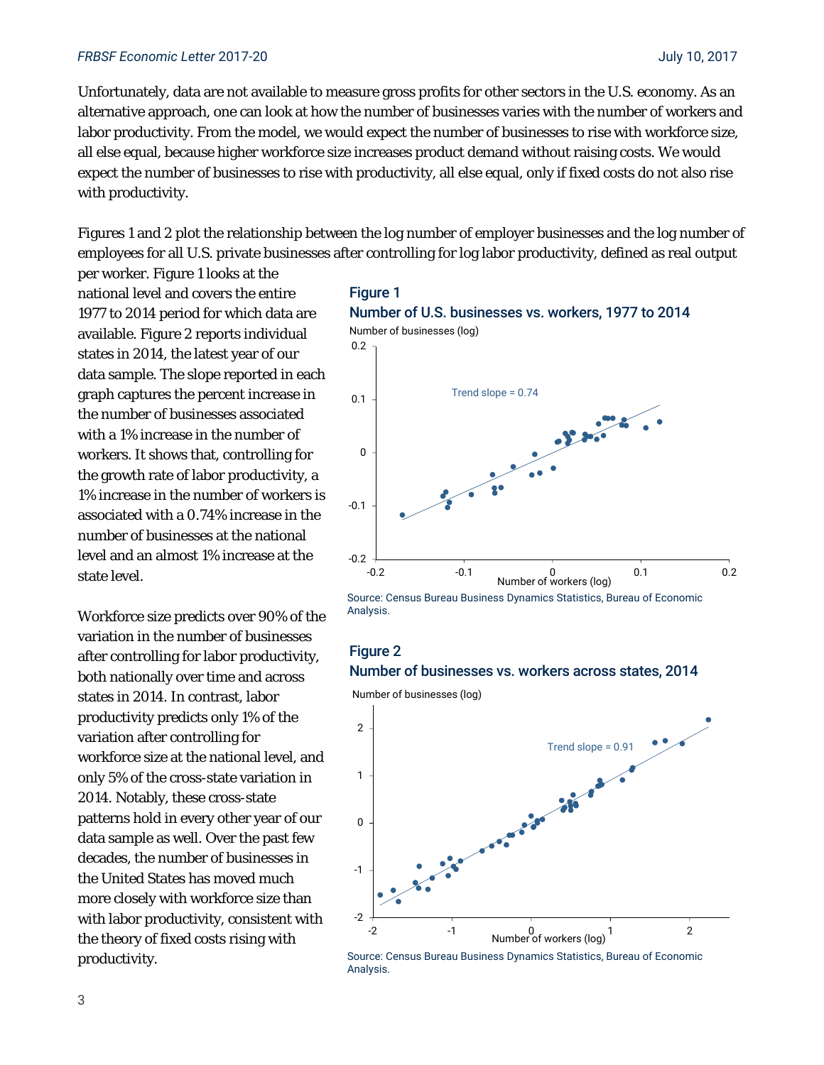Unfortunately, data are not available to measure gross profits for other sectors in the U.S. economy. As an alternative approach, one can look at how the number of businesses varies with the number of workers and labor productivity. From the model, we would expect the number of businesses to rise with workforce size, all else equal, because higher workforce size increases product demand without raising costs. We would expect the number of businesses to rise with productivity, all else equal, only if fixed costs do not also rise with productivity.

Figures 1 and 2 plot the relationship between the log number of employer businesses and the log number of employees for all U.S. private businesses after controlling for log labor productivity, defined as real output per worker. Figure 1 looks at the national level and covers the entire 1977 to 2014 period for which data are available. Figure 2 reports individual states in 2014, the latest year of our data sample. The slope reported in each graph captures the percent increase in the number of businesses associated with a 1% increase in the number of workers. It shows that, controlling for the growth rate of labor productivity, a 1% increase in the number of workers is associated with a 0.74% increase in the number of businesses at the national level and an almost 1% increase at the state level.

Workforce size predicts over 90% of the variation in the number of businesses after controlling for labor productivity, both nationally over time and across states in 2014. In contrast, labor productivity predicts only 1% of the variation after controlling for workforce size at the national level, and only 5% of the cross-state variation in 2014. Notably, these cross-state patterns hold in every other year of our data sample as well. Over the past few decades, the number of businesses in the United States has moved much more closely with workforce size than with labor productivity, consistent with the theory of fixed costs rising with productivity.

**Figure 1**
**Number of U.S. businesses vs. workers, 1977 to 2014**

Source: Census Bureau Business Dynamics Statistics, Bureau of Economic Analysis.

**Figure 2**
**Number of businesses vs. workers across states, 2014**

Source: Census Bureau Business Dynamics Statistics, Bureau of Economic Analysis.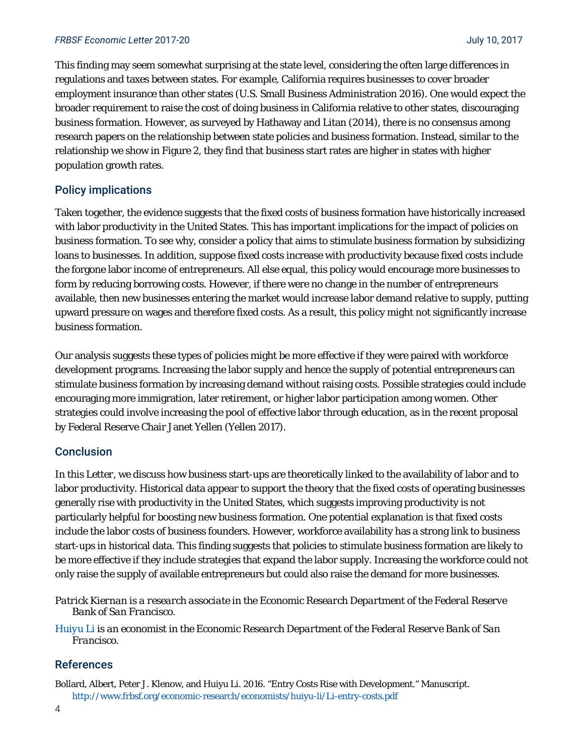This finding may seem somewhat surprising at the state level, considering the often large differences in regulations and taxes between states. For example, California requires businesses to cover broader employment insurance than other states (U.S. Small Business Administration 2016). One would expect the broader requirement to raise the cost of doing business in California relative to other states, discouraging business formation. However, as surveyed by Hathaway and Litan (2014), there is no consensus among research papers on the relationship between state policies and business formation. Instead, similar to the relationship we show in Figure 2, they find that business start rates are higher in states with higher population growth rates.

## Policy implications

Taken together, the evidence suggests that the fixed costs of business formation have historically increased with labor productivity in the United States. This has important implications for the impact of policies on business formation. To see why, consider a policy that aims to stimulate business formation by subsidizing loans to businesses. In addition, suppose fixed costs increase with productivity because fixed costs include the forgone labor income of entrepreneurs. All else equal, this policy would encourage more businesses to form by reducing borrowing costs. However, if there were no change in the number of entrepreneurs available, then new businesses entering the market would increase labor demand relative to supply, putting upward pressure on wages and therefore fixed costs. As a result, this policy might not significantly increase business formation.

Our analysis suggests these types of policies might be more effective if they were paired with workforce development programs. Increasing the labor supply and hence the supply of potential entrepreneurs can stimulate business formation by increasing demand without raising costs. Possible strategies could include encouraging more immigration, later retirement, or higher labor participation among women. Other strategies could involve increasing the pool of effective labor through education, as in the recent proposal by Federal Reserve Chair Janet Yellen (Yellen 2017).

## Conclusion

In this Letter, we discuss how business start-ups are theoretically linked to the availability of labor and to labor productivity. Historical data appear to support the theory that the fixed costs of operating businesses generally rise with productivity in the United States, which suggests improving productivity is not particularly helpful for boosting new business formation. One potential explanation is that fixed costs include the labor costs of business founders. However, workforce availability has a strong link to business start-ups in historical data. This finding suggests that policies to stimulate business formation are likely to be more effective if they include strategies that expand the labor supply. Increasing the workforce could not only raise the supply of available entrepreneurs but could also raise the demand for more businesses.

*Patrick Kiernan is a research associate in the Economic Research Department of the Federal Reserve Bank of San Francisco.*

*Huiyu Li is an economist in the Economic Research Department of the Federal Reserve Bank of San Francisco.*

## References

Bollard, Albert, Peter J. Klenow, and Huiyu Li. 2016. "Entry Costs Rise with Development." Manuscript. http://www.frbsf.org/economic-research/economists/huiyu-li/Li-entry-costs.pdf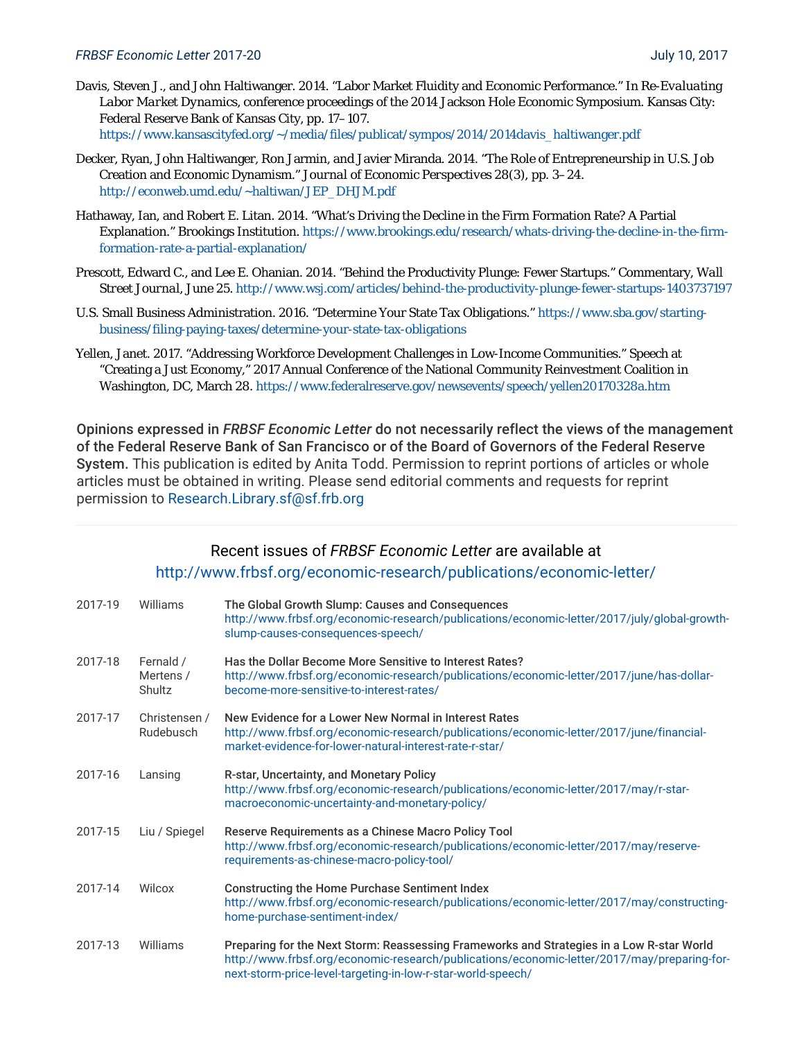Davis, Steven J., and John Haltiwanger. 2014. "Labor Market Fluidity and Economic Performance." In *Re-Evaluating Labor Market Dynamics*, conference proceedings of the 2014 Jackson Hole Economic Symposium. Kansas City: Federal Reserve Bank of Kansas City, pp. 17–107. https://www.kansascityfed.org/~/media/files/publicat/sympos/2014/2014davis_haltiwanger.pdf

Decker, Ryan, John Haltiwanger, Ron Jarmin, and Javier Miranda. 2014. "The Role of Entrepreneurship in U.S. Job Creation and Economic Dynamism." *Journal of Economic Perspectives* 28(3), pp. 3–24. http://econweb.umd.edu/~haltiwan/JEP_DHJM.pdf

Hathaway, Ian, and Robert E. Litan. 2014. "What's Driving the Decline in the Firm Formation Rate? A Partial Explanation." Brookings Institution. https://www.brookings.edu/research/whats-driving-the-decline-in-the-firm-formation-rate-a-partial-explanation/

Prescott, Edward C., and Lee E. Ohanian. 2014. "Behind the Productivity Plunge: Fewer Startups." Commentary, *Wall Street Journal*, June 25. http://www.wsj.com/articles/behind-the-productivity-plunge-fewer-startups-1403737197

U.S. Small Business Administration. 2016. "Determine Your State Tax Obligations." https://www.sba.gov/starting-business/filing-paying-taxes/determine-your-state-tax-obligations

Yellen, Janet. 2017. "Addressing Workforce Development Challenges in Low-Income Communities." Speech at "Creating a Just Economy," 2017 Annual Conference of the National Community Reinvestment Coalition in Washington, DC, March 28. https://www.federalreserve.gov/newsevents/speech/yellen20170328a.htm

**Opinions expressed in *FRBSF Economic Letter* do not necessarily reflect the views of the management of the Federal Reserve Bank of San Francisco or of the Board of Governors of the Federal Reserve System.** This publication is edited by Anita Todd. Permission to reprint portions of articles or whole articles must be obtained in writing. Please send editorial comments and requests for reprint permission to Research.Library.sf@sf.frb.org

---

Recent issues of *FRBSF Economic Letter* are available at
http://www.frbsf.org/economic-research/publications/economic-letter/

| | | |
|---|---|---|
| 2017-19 | Williams | **The Global Growth Slump: Causes and Consequences** http://www.frbsf.org/economic-research/publications/economic-letter/2017/july/global-growth-slump-causes-consequences-speech/ |
| 2017-18 | Fernald / Mertens / Shultz | **Has the Dollar Become More Sensitive to Interest Rates?** http://www.frbsf.org/economic-research/publications/economic-letter/2017/june/has-dollar-become-more-sensitive-to-interest-rates/ |
| 2017-17 | Christensen / Rudebusch | **New Evidence for a Lower New Normal in Interest Rates** http://www.frbsf.org/economic-research/publications/economic-letter/2017/june/financial-market-evidence-for-lower-natural-interest-rate-r-star/ |
| 2017-16 | Lansing | **R-star, Uncertainty, and Monetary Policy** http://www.frbsf.org/economic-research/publications/economic-letter/2017/may/r-star-macroeconomic-uncertainty-and-monetary-policy/ |
| 2017-15 | Liu / Spiegel | **Reserve Requirements as a Chinese Macro Policy Tool** http://www.frbsf.org/economic-research/publications/economic-letter/2017/may/reserve-requirements-as-chinese-macro-policy-tool/ |
| 2017-14 | Wilcox | **Constructing the Home Purchase Sentiment Index** http://www.frbsf.org/economic-research/publications/economic-letter/2017/may/constructing-home-purchase-sentiment-index/ |
| 2017-13 | Williams | **Preparing for the Next Storm: Reassessing Frameworks and Strategies in a Low R-star World** http://www.frbsf.org/economic-research/publications/economic-letter/2017/may/preparing-for-next-storm-price-level-targeting-in-low-r-star-world-speech/ |